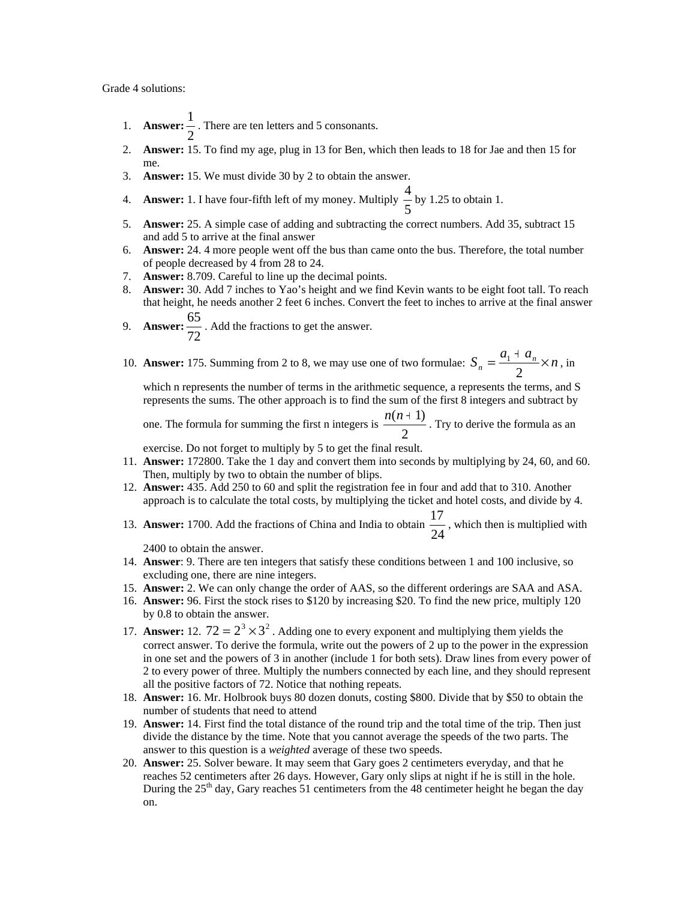Grade 4 solutions:

1. **Answer:** $\frac{1}{2}$. There are ten letters and 5 consonants.
2. **Answer:** 15. To find my age, plug in 13 for Ben, which then leads to 18 for Jae and then 15 for me.
3. **Answer:** 15. We must divide 30 by 2 to obtain the answer.
4. **Answer:** 1. I have four-fifth left of my money. Multiply $\frac{4}{5}$ by 1.25 to obtain 1.
5. **Answer:** 25. A simple case of adding and subtracting the correct numbers. Add 35, subtract 15 and add 5 to arrive at the final answer
6. **Answer:** 24. 4 more people went off the bus than came onto the bus. Therefore, the total number of people decreased by 4 from 28 to 24.
7. **Answer:** 8.709. Careful to line up the decimal points.
8. **Answer:** 30. Add 7 inches to Yao's height and we find Kevin wants to be eight foot tall. To reach that height, he needs another 2 feet 6 inches. Convert the feet to inches to arrive at the final answer
9. **Answer:** $\frac{65}{72}$. Add the fractions to get the answer.
10. **Answer:** 175. Summing from 2 to 8, we may use one of two formulae: $S_n = \frac{a_1 + a_n}{2} \times n$, in which n represents the number of terms in the arithmetic sequence, a represents the terms, and S represents the sums. The other approach is to find the sum of the first 8 integers and subtract by one. The formula for summing the first n integers is $\frac{n(n+1)}{2}$. Try to derive the formula as an exercise. Do not forget to multiply by 5 to get the final result.
11. **Answer:** 172800. Take the 1 day and convert them into seconds by multiplying by 24, 60, and 60. Then, multiply by two to obtain the number of blips.
12. **Answer:** 435. Add 250 to 60 and split the registration fee in four and add that to 310. Another approach is to calculate the total costs, by multiplying the ticket and hotel costs, and divide by 4.
13. **Answer:** 1700. Add the fractions of China and India to obtain $\frac{17}{24}$, which then is multiplied with 2400 to obtain the answer.
14. **Answer**: 9. There are ten integers that satisfy these conditions between 1 and 100 inclusive, so excluding one, there are nine integers.
15. **Answer:** 2. We can only change the order of AAS, so the different orderings are SAA and ASA.
16. **Answer:** 96. First the stock rises to \$120 by increasing \$20. To find the new price, multiply 120 by 0.8 to obtain the answer.
17. **Answer:** 12. $72 = 2^3 \times 3^2$. Adding one to every exponent and multiplying them yields the correct answer. To derive the formula, write out the powers of 2 up to the power in the expression in one set and the powers of 3 in another (include 1 for both sets). Draw lines from every power of 2 to every power of three. Multiply the numbers connected by each line, and they should represent all the positive factors of 72. Notice that nothing repeats.
18. **Answer:** 16. Mr. Holbrook buys 80 dozen donuts, costing \$800. Divide that by \$50 to obtain the number of students that need to attend
19. **Answer:** 14. First find the total distance of the round trip and the total time of the trip. Then just divide the distance by the time. Note that you cannot average the speeds of the two parts. The answer to this question is a *weighted* average of these two speeds.
20. **Answer:** 25. Solver beware. It may seem that Gary goes 2 centimeters everyday, and that he reaches 52 centimeters after 26 days. However, Gary only slips at night if he is still in the hole. During the 25th day, Gary reaches 51 centimeters from the 48 centimeter height he began the day on.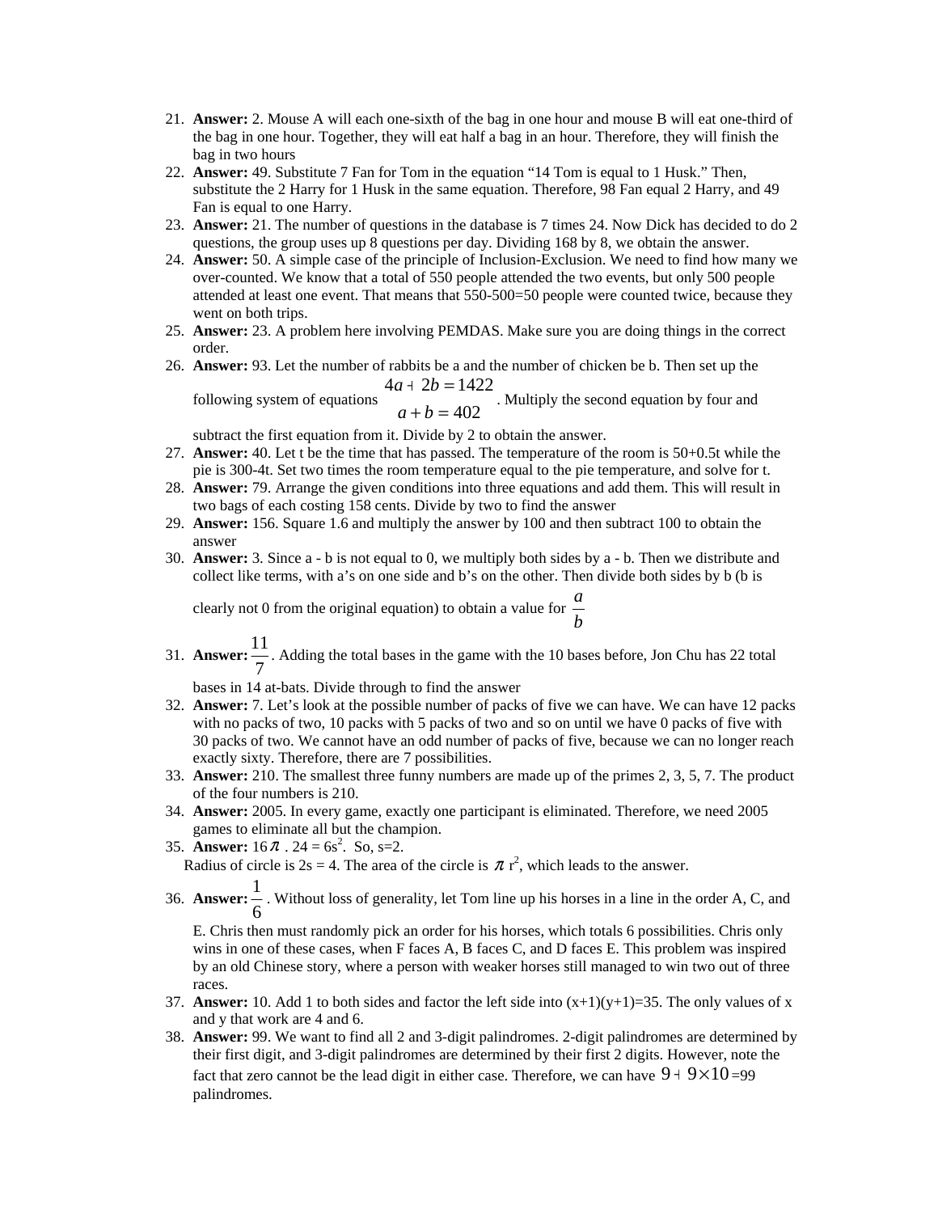21. **Answer:** 2. Mouse A will each one-sixth of the bag in one hour and mouse B will eat one-third of the bag in one hour. Together, they will eat half a bag in an hour. Therefore, they will finish the bag in two hours
22. **Answer:** 49. Substitute 7 Fan for Tom in the equation "14 Tom is equal to 1 Husk." Then, substitute the 2 Harry for 1 Husk in the same equation. Therefore, 98 Fan equal 2 Harry, and 49 Fan is equal to one Harry.
23. **Answer:** 21. The number of questions in the database is 7 times 24. Now Dick has decided to do 2 questions, the group uses up 8 questions per day. Dividing 168 by 8, we obtain the answer.
24. **Answer:** 50. A simple case of the principle of Inclusion-Exclusion. We need to find how many we over-counted. We know that a total of 550 people attended the two events, but only 500 people attended at least one event. That means that 550-500=50 people were counted twice, because they went on both trips.
25. **Answer:** 23. A problem here involving PEMDAS. Make sure you are doing things in the correct order.
26. **Answer:** 93. Let the number of rabbits be a and the number of chicken be b. Then set up the following system of equations $\begin{matrix} 4a + 2b = 1422 \\ a + b = 402 \end{matrix}$. Multiply the second equation by four and subtract the first equation from it. Divide by 2 to obtain the answer.
27. **Answer:** 40. Let t be the time that has passed. The temperature of the room is 50+0.5t while the pie is 300-4t. Set two times the room temperature equal to the pie temperature, and solve for t.
28. **Answer:** 79. Arrange the given conditions into three equations and add them. This will result in two bags of each costing 158 cents. Divide by two to find the answer
29. **Answer:** 156. Square 1.6 and multiply the answer by 100 and then subtract 100 to obtain the answer
30. **Answer:** 3. Since a - b is not equal to 0, we multiply both sides by a - b. Then we distribute and collect like terms, with a's on one side and b's on the other. Then divide both sides by b (b is clearly not 0 from the original equation) to obtain a value for $\frac{a}{b}$
31. **Answer:** $\frac{11}{7}$. Adding the total bases in the game with the 10 bases before, Jon Chu has 22 total bases in 14 at-bats. Divide through to find the answer
32. **Answer:** 7. Let's look at the possible number of packs of five we can have. We can have 12 packs with no packs of two, 10 packs with 5 packs of two and so on until we have 0 packs of five with 30 packs of two. We cannot have an odd number of packs of five, because we can no longer reach exactly sixty. Therefore, there are 7 possibilities.
33. **Answer:** 210. The smallest three funny numbers are made up of the primes 2, 3, 5, 7. The product of the four numbers is 210.
34. **Answer:** 2005. In every game, exactly one participant is eliminated. Therefore, we need 2005 games to eliminate all but the champion.
35. **Answer:** $16\pi$ . $24 = 6s^2$. So, s=2.
    Radius of circle is 2s = 4. The area of the circle is $\pi r^2$, which leads to the answer.
36. **Answer:** $\frac{1}{6}$. Without loss of generality, let Tom line up his horses in a line in the order A, C, and E. Chris then must randomly pick an order for his horses, which totals 6 possibilities. Chris only wins in one of these cases, when F faces A, B faces C, and D faces E. This problem was inspired by an old Chinese story, where a person with weaker horses still managed to win two out of three races.
37. **Answer:** 10. Add 1 to both sides and factor the left side into (x+1)(y+1)=35. The only values of x and y that work are 4 and 6.
38. **Answer:** 99. We want to find all 2 and 3-digit palindromes. 2-digit palindromes are determined by their first digit, and 3-digit palindromes are determined by their first 2 digits. However, note the fact that zero cannot be the lead digit in either case. Therefore, we can have $9 + 9 \times 10$ =99 palindromes.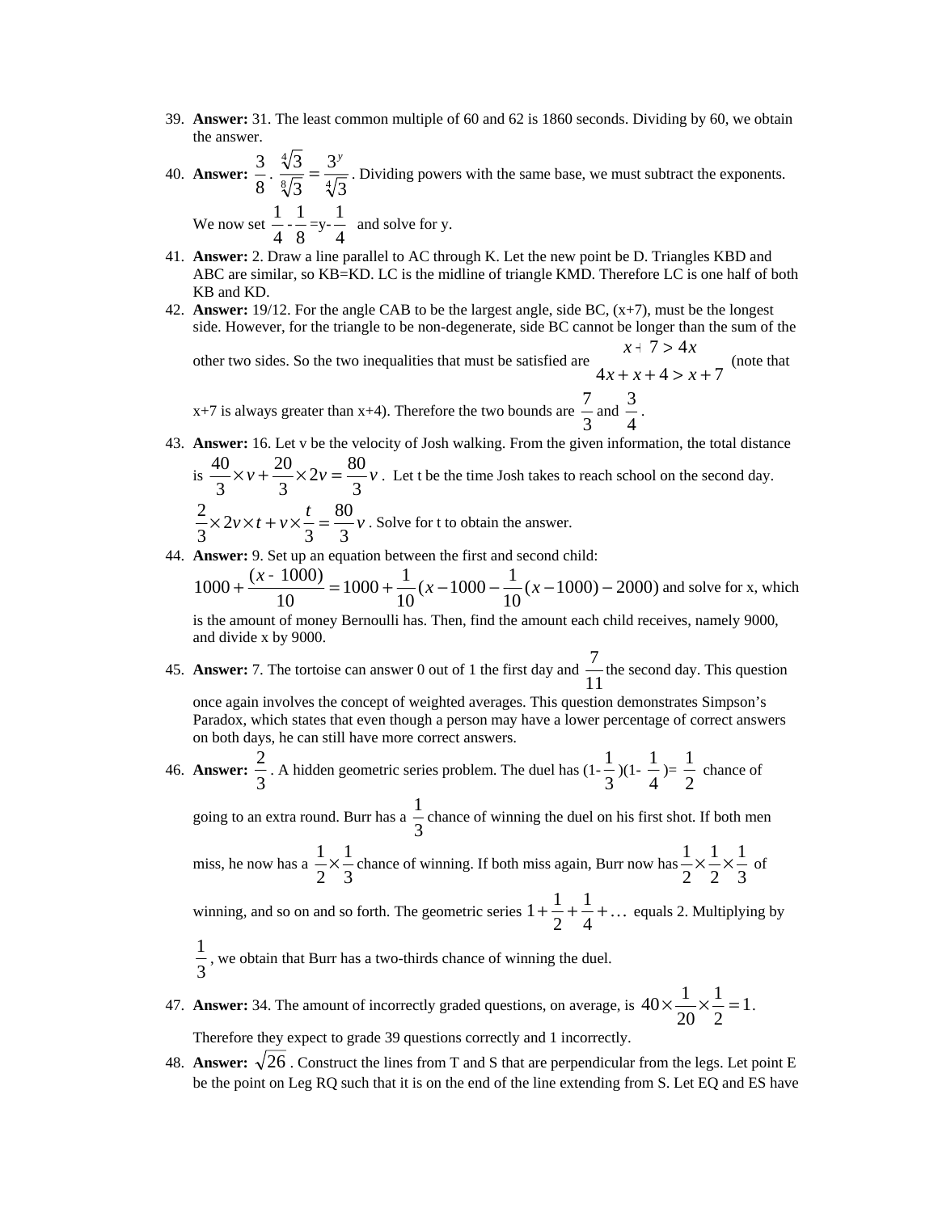39. **Answer:** 31. The least common multiple of 60 and 62 is 1860 seconds. Dividing by 60, we obtain the answer.
40. **Answer:** $\frac{3}{8}$. $\frac{\sqrt[4]{3}}{\sqrt[8]{3}} = \frac{3^y}{\sqrt[4]{3}}$. Dividing powers with the same base, we must subtract the exponents. We now set $\frac{1}{4} - \frac{1}{8} = y - \frac{1}{4}$ and solve for y.
41. **Answer:** 2. Draw a line parallel to AC through K. Let the new point be D. Triangles KBD and ABC are similar, so KB=KD. LC is the midline of triangle KMD. Therefore LC is one half of both KB and KD.
42. **Answer:** 19/12. For the angle CAB to be the largest angle, side BC, (x+7), must be the longest side. However, for the triangle to be non-degenerate, side BC cannot be longer than the sum of the other two sides. So the two inequalities that must be satisfied are $\begin{matrix} x+7 > 4x \\ 4x + x + 4 > x + 7 \end{matrix}$ (note that x+7 is always greater than x+4). Therefore the two bounds are $\frac{7}{3}$ and $\frac{3}{4}$.
43. **Answer:** 16. Let v be the velocity of Josh walking. From the given information, the total distance is $\frac{40}{3} \times v + \frac{20}{3} \times 2v = \frac{80}{3}v$. Let t be the time Josh takes to reach school on the second day. $\frac{2}{3} \times 2v \times t + v \times \frac{t}{3} = \frac{80}{3}v$. Solve for t to obtain the answer.
44. **Answer:** 9. Set up an equation between the first and second child:
$1000 + \frac{(x - 1000)}{10} = 1000 + \frac{1}{10}(x - 1000 - \frac{1}{10}(x - 1000) - 2000)$ and solve for x, which is the amount of money Bernoulli has. Then, find the amount each child receives, namely 9000, and divide x by 9000.
45. **Answer:** 7. The tortoise can answer 0 out of 1 the first day and $\frac{7}{11}$ the second day. This question once again involves the concept of weighted averages. This question demonstrates Simpson's Paradox, which states that even though a person may have a lower percentage of correct answers on both days, he can still have more correct answers.
46. **Answer:** $\frac{2}{3}$. A hidden geometric series problem. The duel has $(1-\frac{1}{3})(1-\frac{1}{4}) = \frac{1}{2}$ chance of going to an extra round. Burr has a $\frac{1}{3}$ chance of winning the duel on his first shot. If both men miss, he now has a $\frac{1}{2} \times \frac{1}{3}$ chance of winning. If both miss again, Burr now has $\frac{1}{2} \times \frac{1}{2} \times \frac{1}{3}$ of winning, and so on and so forth. The geometric series $1 + \frac{1}{2} + \frac{1}{4} + \ldots$ equals 2. Multiplying by $\frac{1}{3}$, we obtain that Burr has a two-thirds chance of winning the duel.
47. **Answer:** 34. The amount of incorrectly graded questions, on average, is $40 \times \frac{1}{20} \times \frac{1}{2} = 1$. Therefore they expect to grade 39 questions correctly and 1 incorrectly.
48. **Answer:** $\sqrt{26}$. Construct the lines from T and S that are perpendicular from the legs. Let point E be the point on Leg RQ such that it is on the end of the line extending from S. Let EQ and ES have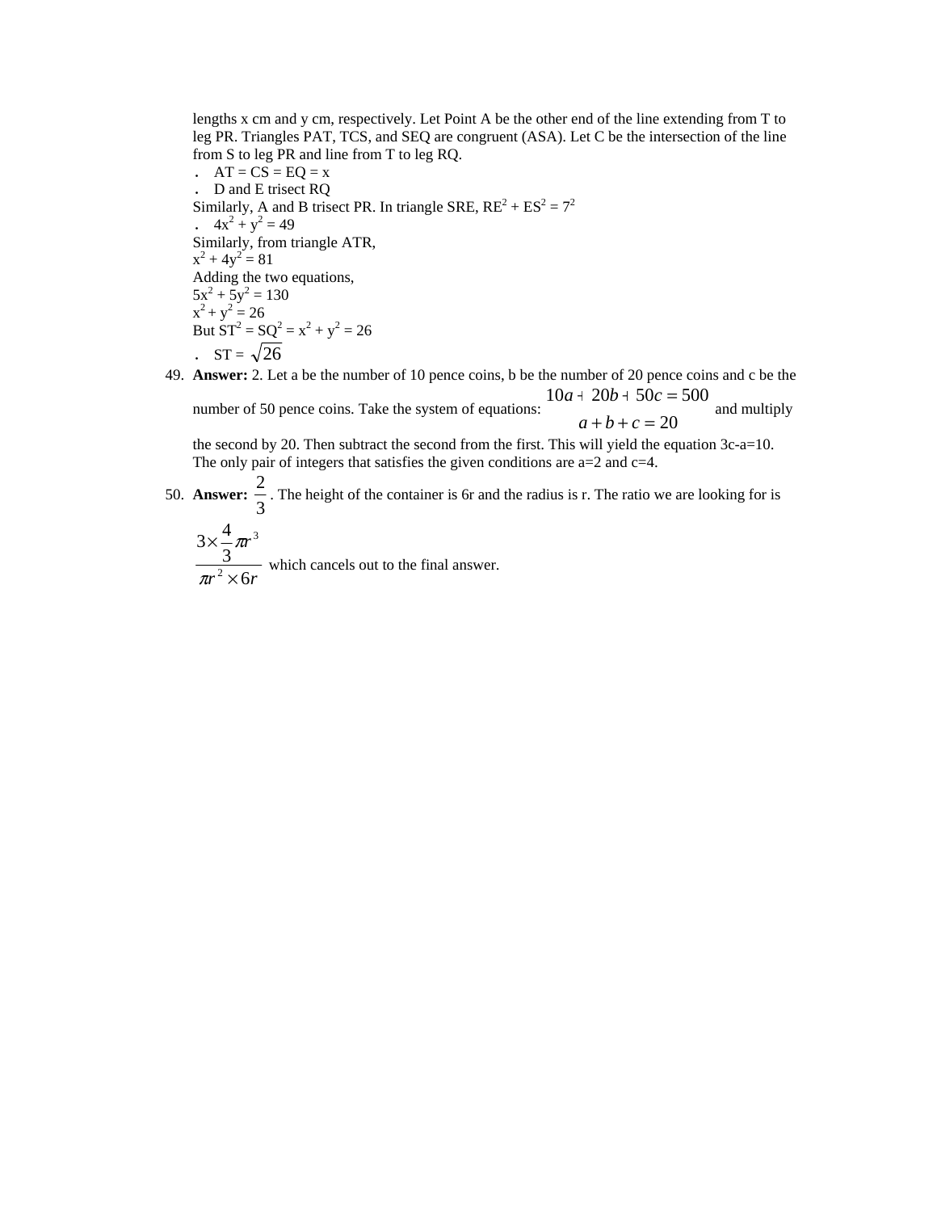lengths x cm and y cm, respectively. Let Point A be the other end of the line extending from T to leg PR. Triangles PAT, TCS, and SEQ are congruent (ASA). Let C be the intersection of the line from S to leg PR and line from T to leg RQ.

∴ AT = CS = EQ = x

∴ D and E trisect RQ

Similarly, A and B trisect PR. In triangle SRE, $RE^2 + ES^2 = 7^2$

∴ $4x^2 + y^2 = 49$

Similarly, from triangle ATR,

$x^2 + 4y^2 = 81$

Adding the two equations,

$5x^2 + 5y^2 = 130$

$x^2 + y^2 = 26$

But $ST^2 = SQ^2 = x^2 + y^2 = 26$

∴ ST = $\sqrt{26}$

49. **Answer:** 2. Let a be the number of 10 pence coins, b be the number of 20 pence coins and c be the number of 50 pence coins. Take the system of equations: $\begin{matrix} 10a + 20b + 50c = 500 \\ a + b + c = 20 \end{matrix}$ and multiply the second by 20. Then subtract the second from the first. This will yield the equation 3c-a=10. The only pair of integers that satisfies the given conditions are a=2 and c=4.

50. **Answer:** $\frac{2}{3}$. The height of the container is 6r and the radius is r. The ratio we are looking for is $\frac{3 \times \frac{4}{3}\pi r^3}{\pi r^2 \times 6r}$ which cancels out to the final answer.